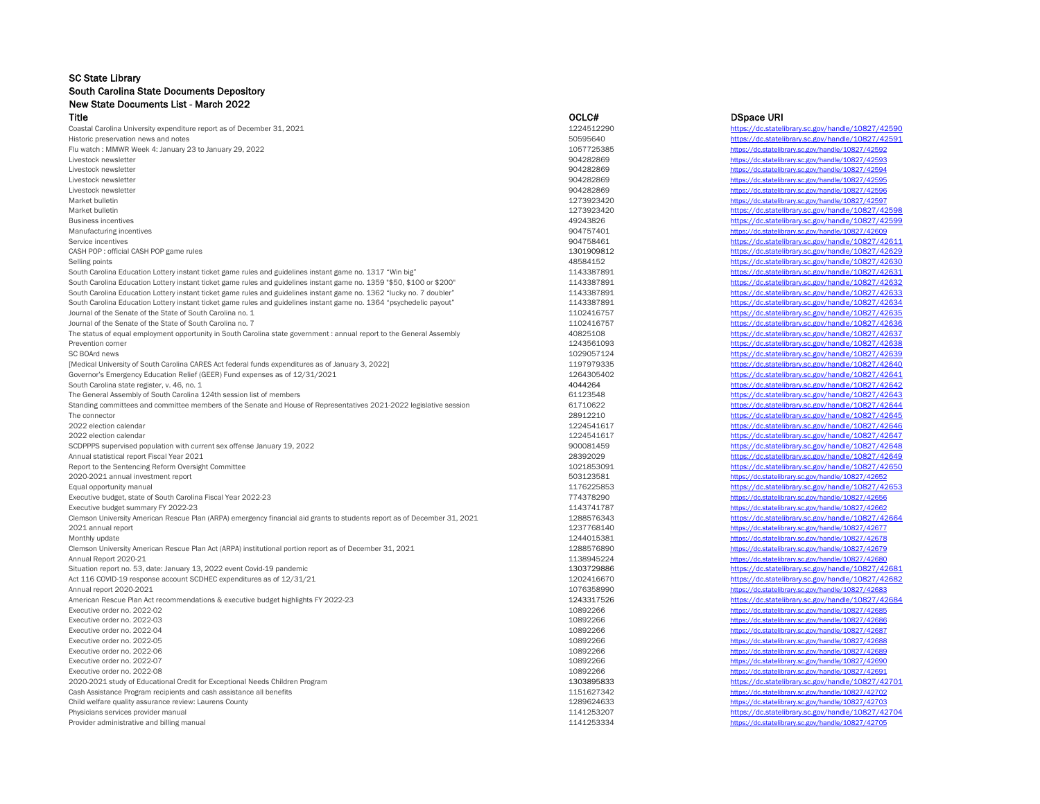# SC State Library
## South Carolina State Documents Depository
### New State Documents List - March 2022

| Title | OCLC# | DSpace URI |
|---|---|---|
| Coastal Carolina University expenditure report as of December 31, 2021 | 1224512290 | https://dc.statelibrary.sc.gov/handle/10827/42590 |
| Historic preservation news and notes | 50595640 | https://dc.statelibrary.sc.gov/handle/10827/42591 |
| Flu watch : MMWR Week 4: January 23 to January 29, 2022 | 1057725385 | https://dc.statelibrary.sc.gov/handle/10827/42592 |
| Livestock newsletter | 904282869 | https://dc.statelibrary.sc.gov/handle/10827/42593 |
| Livestock newsletter | 904282869 | https://dc.statelibrary.sc.gov/handle/10827/42594 |
| Livestock newsletter | 904282869 | https://dc.statelibrary.sc.gov/handle/10827/42595 |
| Livestock newsletter | 904282869 | https://dc.statelibrary.sc.gov/handle/10827/42596 |
| Market bulletin | 1273923420 | https://dc.statelibrary.sc.gov/handle/10827/42597 |
| Market bulletin | 1273923420 | https://dc.statelibrary.sc.gov/handle/10827/42598 |
| Business incentives | 49243826 | https://dc.statelibrary.sc.gov/handle/10827/42599 |
| Manufacturing incentives | 904757401 | https://dc.statelibrary.sc.gov/handle/10827/42609 |
| Service incentives | 904758461 | https://dc.statelibrary.sc.gov/handle/10827/42611 |
| CASH POP : official CASH POP game rules | 1301909812 | https://dc.statelibrary.sc.gov/handle/10827/42629 |
| Selling points | 48584152 | https://dc.statelibrary.sc.gov/handle/10827/42630 |
| South Carolina Education Lottery instant ticket game rules and guidelines instant game no. 1317 "Win big" | 1143387891 | https://dc.statelibrary.sc.gov/handle/10827/42631 |
| South Carolina Education Lottery instant ticket game rules and guidelines instant game no. 1359 "$50, $100 or $200" | 1143387891 | https://dc.statelibrary.sc.gov/handle/10827/42632 |
| South Carolina Education Lottery instant ticket game rules and guidelines instant game no. 1362 "lucky no. 7 doubler" | 1143387891 | https://dc.statelibrary.sc.gov/handle/10827/42633 |
| South Carolina Education Lottery instant ticket game rules and guidelines instant game no. 1364 "psychedelic payout" | 1143387891 | https://dc.statelibrary.sc.gov/handle/10827/42634 |
| Journal of the Senate of the State of South Carolina no. 1 | 1102416757 | https://dc.statelibrary.sc.gov/handle/10827/42635 |
| Journal of the Senate of the State of South Carolina no. 7 | 1102416757 | https://dc.statelibrary.sc.gov/handle/10827/42636 |
| The status of equal employment opportunity in South Carolina state government : annual report to the General Assembly | 40825108 | https://dc.statelibrary.sc.gov/handle/10827/42637 |
| Prevention corner | 1243561093 | https://dc.statelibrary.sc.gov/handle/10827/42638 |
| SC BOArd news | 1029057124 | https://dc.statelibrary.sc.gov/handle/10827/42639 |
| [Medical University of South Carolina CARES Act federal funds expenditures as of January 3, 2022] | 1197979335 | https://dc.statelibrary.sc.gov/handle/10827/42640 |
| Governor's Emergency Education Relief (GEER) Fund expenses as of 12/31/2021 | 1264305402 | https://dc.statelibrary.sc.gov/handle/10827/42641 |
| South Carolina state register, v. 46, no. 1 | 4044264 | https://dc.statelibrary.sc.gov/handle/10827/42642 |
| The General Assembly of South Carolina 124th session list of members | 61123548 | https://dc.statelibrary.sc.gov/handle/10827/42643 |
| Standing committees and committee members of the Senate and House of Representatives 2021-2022 legislative session | 61710622 | https://dc.statelibrary.sc.gov/handle/10827/42644 |
| The connector | 28912210 | https://dc.statelibrary.sc.gov/handle/10827/42645 |
| 2022 election calendar | 1224541617 | https://dc.statelibrary.sc.gov/handle/10827/42646 |
| 2022 election calendar | 1224541617 | https://dc.statelibrary.sc.gov/handle/10827/42647 |
| SCDPPPS supervised population with current sex offense January 19, 2022 | 900081459 | https://dc.statelibrary.sc.gov/handle/10827/42648 |
| Annual statistical report Fiscal Year 2021 | 28392029 | https://dc.statelibrary.sc.gov/handle/10827/42649 |
| Report to the Sentencing Reform Oversight Committee | 1021853091 | https://dc.statelibrary.sc.gov/handle/10827/42650 |
| 2020-2021 annual investment report | 503123581 | https://dc.statelibrary.sc.gov/handle/10827/42652 |
| Equal opportunity manual | 1176225853 | https://dc.statelibrary.sc.gov/handle/10827/42653 |
| Executive budget, state of South Carolina Fiscal Year 2022-23 | 774378290 | https://dc.statelibrary.sc.gov/handle/10827/42656 |
| Executive budget summary FY 2022-23 | 1143741787 | https://dc.statelibrary.sc.gov/handle/10827/42662 |
| Clemson University American Rescue Plan (ARPA) emergency financial aid grants to students report as of December 31, 2021 | 1288576343 | https://dc.statelibrary.sc.gov/handle/10827/42664 |
| 2021 annual report | 1237768140 | https://dc.statelibrary.sc.gov/handle/10827/42677 |
| Monthly update | 1244015381 | https://dc.statelibrary.sc.gov/handle/10827/42678 |
| Clemson University American Rescue Plan Act (ARPA) institutional portion report as of December 31, 2021 | 1288576890 | https://dc.statelibrary.sc.gov/handle/10827/42679 |
| Annual Report 2020-21 | 1138945224 | https://dc.statelibrary.sc.gov/handle/10827/42680 |
| Situation report no. 53, date: January 13, 2022 event Covid-19 pandemic | 1303729886 | https://dc.statelibrary.sc.gov/handle/10827/42681 |
| Act 116 COVID-19 response account SCDHEC expenditures as of 12/31/21 | 1202416670 | https://dc.statelibrary.sc.gov/handle/10827/42682 |
| Annual report 2020-2021 | 1076358990 | https://dc.statelibrary.sc.gov/handle/10827/42683 |
| American Rescue Plan Act recommendations & executive budget highlights FY 2022-23 | 1243317526 | https://dc.statelibrary.sc.gov/handle/10827/42684 |
| Executive order no. 2022-02 | 10892266 | https://dc.statelibrary.sc.gov/handle/10827/42685 |
| Executive order no. 2022-03 | 10892266 | https://dc.statelibrary.sc.gov/handle/10827/42686 |
| Executive order no. 2022-04 | 10892266 | https://dc.statelibrary.sc.gov/handle/10827/42687 |
| Executive order no. 2022-05 | 10892266 | https://dc.statelibrary.sc.gov/handle/10827/42688 |
| Executive order no. 2022-06 | 10892266 | https://dc.statelibrary.sc.gov/handle/10827/42689 |
| Executive order no. 2022-07 | 10892266 | https://dc.statelibrary.sc.gov/handle/10827/42690 |
| Executive order no. 2022-08 | 10892266 | https://dc.statelibrary.sc.gov/handle/10827/42691 |
| 2020-2021 study of Educational Credit for Exceptional Needs Children Program | 1303895833 | https://dc.statelibrary.sc.gov/handle/10827/42701 |
| Cash Assistance Program recipients and cash assistance all benefits | 1151627342 | https://dc.statelibrary.sc.gov/handle/10827/42702 |
| Child welfare quality assurance review: Laurens County | 1289624633 | https://dc.statelibrary.sc.gov/handle/10827/42703 |
| Physicians services provider manual | 1141253207 | https://dc.statelibrary.sc.gov/handle/10827/42704 |
| Provider administrative and billing manual | 1141253334 | https://dc.statelibrary.sc.gov/handle/10827/42705 |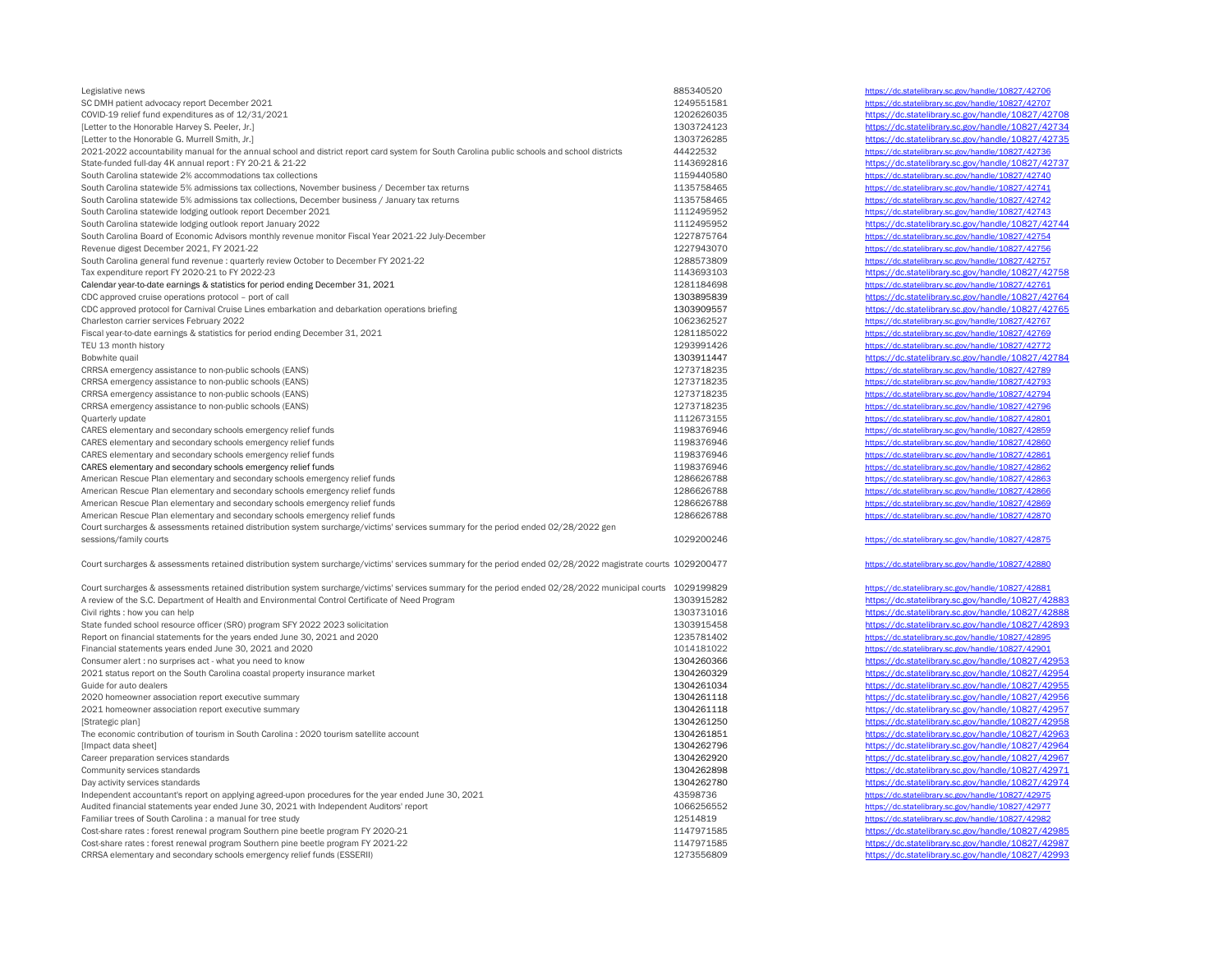| | | |
|---|---|---|
| Legislative news | 885340520 | https://dc.statelibrary.sc.gov/handle/10827/42706 |
| SC DMH patient advocacy report December 2021 | 1249551581 | https://dc.statelibrary.sc.gov/handle/10827/42707 |
| COVID-19 relief fund expenditures as of 12/31/2021 | 1202626035 | https://dc.statelibrary.sc.gov/handle/10827/42708 |
| [Letter to the Honorable Harvey S. Peeler, Jr.] | 1303724123 | https://dc.statelibrary.sc.gov/handle/10827/42734 |
| [Letter to the Honorable G. Murrell Smith, Jr.] | 1303726285 | https://dc.statelibrary.sc.gov/handle/10827/42735 |
| 2021-2022 accountability manual for the annual school and district report card system for South Carolina public schools and school districts | 44422532 | https://dc.statelibrary.sc.gov/handle/10827/42736 |
| State-funded full-day 4K annual report : FY 20-21 & 21-22 | 1143692816 | https://dc.statelibrary.sc.gov/handle/10827/42737 |
| South Carolina statewide 2% accommodations tax collections | 1159440580 | https://dc.statelibrary.sc.gov/handle/10827/42740 |
| South Carolina statewide 5% admissions tax collections, November business / December tax returns | 1135758465 | https://dc.statelibrary.sc.gov/handle/10827/42741 |
| South Carolina statewide 5% admissions tax collections, December business / January tax returns | 1135758465 | https://dc.statelibrary.sc.gov/handle/10827/42742 |
| South Carolina statewide lodging outlook report December 2021 | 1112495952 | https://dc.statelibrary.sc.gov/handle/10827/42743 |
| South Carolina statewide lodging outlook report January 2022 | 1112495952 | https://dc.statelibrary.sc.gov/handle/10827/42744 |
| South Carolina Board of Economic Advisors monthly revenue monitor Fiscal Year 2021-22 July-December | 1227875764 | https://dc.statelibrary.sc.gov/handle/10827/42754 |
| Revenue digest December 2021, FY 2021-22 | 1227943070 | https://dc.statelibrary.sc.gov/handle/10827/42756 |
| South Carolina general fund revenue : quarterly review October to December FY 2021-22 | 1288573809 | https://dc.statelibrary.sc.gov/handle/10827/42757 |
| Tax expenditure report FY 2020-21 to FY 2022-23 | 1143693103 | https://dc.statelibrary.sc.gov/handle/10827/42758 |
| Calendar year-to-date earnings & statistics for period ending December 31, 2021 | 1281184698 | https://dc.statelibrary.sc.gov/handle/10827/42761 |
| CDC approved cruise operations protocol – port of call | 1303895839 | https://dc.statelibrary.sc.gov/handle/10827/42764 |
| CDC approved protocol for Carnival Cruise Lines embarkation and debarkation operations briefing | 1303909557 | https://dc.statelibrary.sc.gov/handle/10827/42765 |
| Charleston carrier services February 2022 | 1062362527 | https://dc.statelibrary.sc.gov/handle/10827/42767 |
| Fiscal year-to-date earnings & statistics for period ending December 31, 2021 | 1281185022 | https://dc.statelibrary.sc.gov/handle/10827/42769 |
| TEU 13 month history | 1293991426 | https://dc.statelibrary.sc.gov/handle/10827/42772 |
| Bobwhite quail | 1303911447 | https://dc.statelibrary.sc.gov/handle/10827/42784 |
| CRRSA emergency assistance to non-public schools (EANS) | 1273718235 | https://dc.statelibrary.sc.gov/handle/10827/42789 |
| CRRSA emergency assistance to non-public schools (EANS) | 1273718235 | https://dc.statelibrary.sc.gov/handle/10827/42793 |
| CRRSA emergency assistance to non-public schools (EANS) | 1273718235 | https://dc.statelibrary.sc.gov/handle/10827/42794 |
| CRRSA emergency assistance to non-public schools (EANS) | 1273718235 | https://dc.statelibrary.sc.gov/handle/10827/42796 |
| Quarterly update | 1112673155 | https://dc.statelibrary.sc.gov/handle/10827/42801 |
| CARES elementary and secondary schools emergency relief funds | 1198376946 | https://dc.statelibrary.sc.gov/handle/10827/42859 |
| CARES elementary and secondary schools emergency relief funds | 1198376946 | https://dc.statelibrary.sc.gov/handle/10827/42860 |
| CARES elementary and secondary schools emergency relief funds | 1198376946 | https://dc.statelibrary.sc.gov/handle/10827/42861 |
| CARES elementary and secondary schools emergency relief funds | 1198376946 | https://dc.statelibrary.sc.gov/handle/10827/42862 |
| American Rescue Plan elementary and secondary schools emergency relief funds | 1286626788 | https://dc.statelibrary.sc.gov/handle/10827/42863 |
| American Rescue Plan elementary and secondary schools emergency relief funds | 1286626788 | https://dc.statelibrary.sc.gov/handle/10827/42866 |
| American Rescue Plan elementary and secondary schools emergency relief funds | 1286626788 | https://dc.statelibrary.sc.gov/handle/10827/42869 |
| American Rescue Plan elementary and secondary schools emergency relief funds | 1286626788 | https://dc.statelibrary.sc.gov/handle/10827/42870 |
| Court surcharges & assessments retained distribution system surcharge/victims' services summary for the period ended 02/28/2022 gen sessions/family courts | 1029200246 | https://dc.statelibrary.sc.gov/handle/10827/42875 |
| Court surcharges & assessments retained distribution system surcharge/victims' services summary for the period ended 02/28/2022 magistrate courts | 1029200477 | https://dc.statelibrary.sc.gov/handle/10827/42880 |
| Court surcharges & assessments retained distribution system surcharge/victims' services summary for the period ended 02/28/2022 municipal courts | 1029199829 | https://dc.statelibrary.sc.gov/handle/10827/42881 |
| A review of the S.C. Department of Health and Environmental Control Certificate of Need Program | 1303915282 | https://dc.statelibrary.sc.gov/handle/10827/42883 |
| Civil rights : how you can help | 1303731016 | https://dc.statelibrary.sc.gov/handle/10827/42888 |
| State funded school resource officer (SRO) program SFY 2022 2023 solicitation | 1303915458 | https://dc.statelibrary.sc.gov/handle/10827/42893 |
| Report on financial statements for the years ended June 30, 2021 and 2020 | 1235781402 | https://dc.statelibrary.sc.gov/handle/10827/42895 |
| Financial statements years ended June 30, 2021 and 2020 | 1014181022 | https://dc.statelibrary.sc.gov/handle/10827/42901 |
| Consumer alert : no surprises act - what you need to know | 1304260366 | https://dc.statelibrary.sc.gov/handle/10827/42953 |
| 2021 status report on the South Carolina coastal property insurance market | 1304260329 | https://dc.statelibrary.sc.gov/handle/10827/42954 |
| Guide for auto dealers | 1304261034 | https://dc.statelibrary.sc.gov/handle/10827/42955 |
| 2020 homeowner association report executive summary | 1304261118 | https://dc.statelibrary.sc.gov/handle/10827/42956 |
| 2021 homeowner association report executive summary | 1304261118 | https://dc.statelibrary.sc.gov/handle/10827/42957 |
| [Strategic plan] | 1304261250 | https://dc.statelibrary.sc.gov/handle/10827/42958 |
| The economic contribution of tourism in South Carolina : 2020 tourism satellite account | 1304261851 | https://dc.statelibrary.sc.gov/handle/10827/42963 |
| [Impact data sheet] | 1304262796 | https://dc.statelibrary.sc.gov/handle/10827/42964 |
| Career preparation services standards | 1304262920 | https://dc.statelibrary.sc.gov/handle/10827/42967 |
| Community services standards | 1304262898 | https://dc.statelibrary.sc.gov/handle/10827/42971 |
| Day activity services standards | 1304262780 | https://dc.statelibrary.sc.gov/handle/10827/42974 |
| Independent accountant's report on applying agreed-upon procedures for the year ended June 30, 2021 | 43598736 | https://dc.statelibrary.sc.gov/handle/10827/42975 |
| Audited financial statements year ended June 30, 2021 with Independent Auditors' report | 1066256552 | https://dc.statelibrary.sc.gov/handle/10827/42977 |
| Familiar trees of South Carolina : a manual for tree study | 12514819 | https://dc.statelibrary.sc.gov/handle/10827/42982 |
| Cost-share rates : forest renewal program Southern pine beetle program FY 2020-21 | 1147971585 | https://dc.statelibrary.sc.gov/handle/10827/42985 |
| Cost-share rates : forest renewal program Southern pine beetle program FY 2021-22 | 1147971585 | https://dc.statelibrary.sc.gov/handle/10827/42987 |
| CRRSA elementary and secondary schools emergency relief funds (ESSERII) | 1273556809 | https://dc.statelibrary.sc.gov/handle/10827/42993 |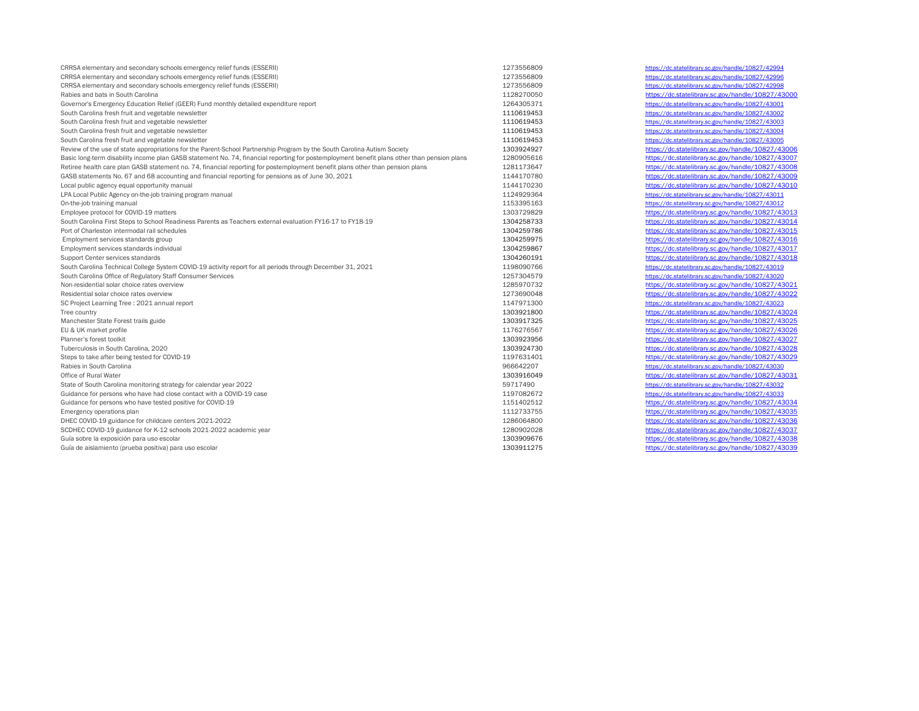| | | |
|---|---|---|
| CRRSA elementary and secondary schools emergency relief funds (ESSERII) | 1273556809 | https://dc.statelibrary.sc.gov/handle/10827/42994 |
| CRRSA elementary and secondary schools emergency relief funds (ESSERII) | 1273556809 | https://dc.statelibrary.sc.gov/handle/10827/42996 |
| CRRSA elementary and secondary schools emergency relief funds (ESSERII) | 1273556809 | https://dc.statelibrary.sc.gov/handle/10827/42998 |
| Rabies and bats in South Carolina | 1128270050 | https://dc.statelibrary.sc.gov/handle/10827/43000 |
| Governor's Emergency Education Relief (GEER) Fund monthly detailed expenditure report | 1264305371 | https://dc.statelibrary.sc.gov/handle/10827/43001 |
| South Carolina fresh fruit and vegetable newsletter | 1110619453 | https://dc.statelibrary.sc.gov/handle/10827/43002 |
| South Carolina fresh fruit and vegetable newsletter | 1110619453 | https://dc.statelibrary.sc.gov/handle/10827/43003 |
| South Carolina fresh fruit and vegetable newsletter | 1110619453 | https://dc.statelibrary.sc.gov/handle/10827/43004 |
| South Carolina fresh fruit and vegetable newsletter | 1110619453 | https://dc.statelibrary.sc.gov/handle/10827/43005 |
| Review of the use of state appropriations for the Parent-School Partnership Program by the South Carolina Autism Society | 1303924927 | https://dc.statelibrary.sc.gov/handle/10827/43006 |
| Basic long-term disability income plan GASB statement No. 74, financial reporting for postemployment benefit plans other than pension plans | 1280905616 | https://dc.statelibrary.sc.gov/handle/10827/43007 |
| Retiree health care plan GASB statement no. 74, financial reporting for postemployment benefit plans other than pension plans | 1281173647 | https://dc.statelibrary.sc.gov/handle/10827/43008 |
| GASB statements No. 67 and 68 accounting and financial reporting for pensions as of June 30, 2021 | 1144170780 | https://dc.statelibrary.sc.gov/handle/10827/43009 |
| Local public agency equal opportunity manual | 1144170230 | https://dc.statelibrary.sc.gov/handle/10827/43010 |
| LPA Local Public Agency on-the-job training program manual | 1124929364 | https://dc.statelibrary.sc.gov/handle/10827/43011 |
| On-the-job training manual | 1153395163 | https://dc.statelibrary.sc.gov/handle/10827/43012 |
| Employee protocol for COVID-19 matters | 1303729829 | https://dc.statelibrary.sc.gov/handle/10827/43013 |
| South Carolina First Steps to School Readiness Parents as Teachers external evaluation FY16-17 to FY18-19 | 1304258733 | https://dc.statelibrary.sc.gov/handle/10827/43014 |
| Port of Charleston intermodal rail schedules | 1304259786 | https://dc.statelibrary.sc.gov/handle/10827/43015 |
| Employment services standards group | 1304259975 | https://dc.statelibrary.sc.gov/handle/10827/43016 |
| Employment services standards individual | 1304259867 | https://dc.statelibrary.sc.gov/handle/10827/43017 |
| Support Center services standards | 1304260191 | https://dc.statelibrary.sc.gov/handle/10827/43018 |
| South Carolina Technical College System COVID-19 activity report for all periods through December 31, 2021 | 1198090766 | https://dc.statelibrary.sc.gov/handle/10827/43019 |
| South Carolina Office of Regulatory Staff Consumer Services | 1257304579 | https://dc.statelibrary.sc.gov/handle/10827/43020 |
| Non-residential solar choice rates overview | 1285970732 | https://dc.statelibrary.sc.gov/handle/10827/43021 |
| Residential solar choice rates overview | 1273690048 | https://dc.statelibrary.sc.gov/handle/10827/43022 |
| SC Project Learning Tree : 2021 annual report | 1147971300 | https://dc.statelibrary.sc.gov/handle/10827/43023 |
| Tree country | 1303921800 | https://dc.statelibrary.sc.gov/handle/10827/43024 |
| Manchester State Forest trails guide | 1303917325 | https://dc.statelibrary.sc.gov/handle/10827/43025 |
| EU & UK market profile | 1176276567 | https://dc.statelibrary.sc.gov/handle/10827/43026 |
| Planner's forest toolkit | 1303923956 | https://dc.statelibrary.sc.gov/handle/10827/43027 |
| Tuberculosis in South Carolina, 2020 | 1303924730 | https://dc.statelibrary.sc.gov/handle/10827/43028 |
| Steps to take after being tested for COVID-19 | 1197631401 | https://dc.statelibrary.sc.gov/handle/10827/43029 |
| Rabies in South Carolina | 966642207 | https://dc.statelibrary.sc.gov/handle/10827/43030 |
| Office of Rural Water | 1303916049 | https://dc.statelibrary.sc.gov/handle/10827/43031 |
| State of South Carolina monitoring strategy for calendar year 2022 | 59717490 | https://dc.statelibrary.sc.gov/handle/10827/43032 |
| Guidance for persons who have had close contact with a COVID-19 case | 1197082672 | https://dc.statelibrary.sc.gov/handle/10827/43033 |
| Guidance for persons who have tested positive for COVID-19 | 1151402512 | https://dc.statelibrary.sc.gov/handle/10827/43034 |
| Emergency operations plan | 1112733755 | https://dc.statelibrary.sc.gov/handle/10827/43035 |
| DHEC COVID-19 guidance for childcare centers 2021-2022 | 1286064800 | https://dc.statelibrary.sc.gov/handle/10827/43036 |
| SCDHEC COVID-19 guidance for K-12 schools 2021-2022 academic year | 1280902028 | https://dc.statelibrary.sc.gov/handle/10827/43037 |
| Guía sobre la exposición para uso escolar | 1303909676 | https://dc.statelibrary.sc.gov/handle/10827/43038 |
| Guía de aislamiento (prueba positiva) para uso escolar | 1303911275 | https://dc.statelibrary.sc.gov/handle/10827/43039 |